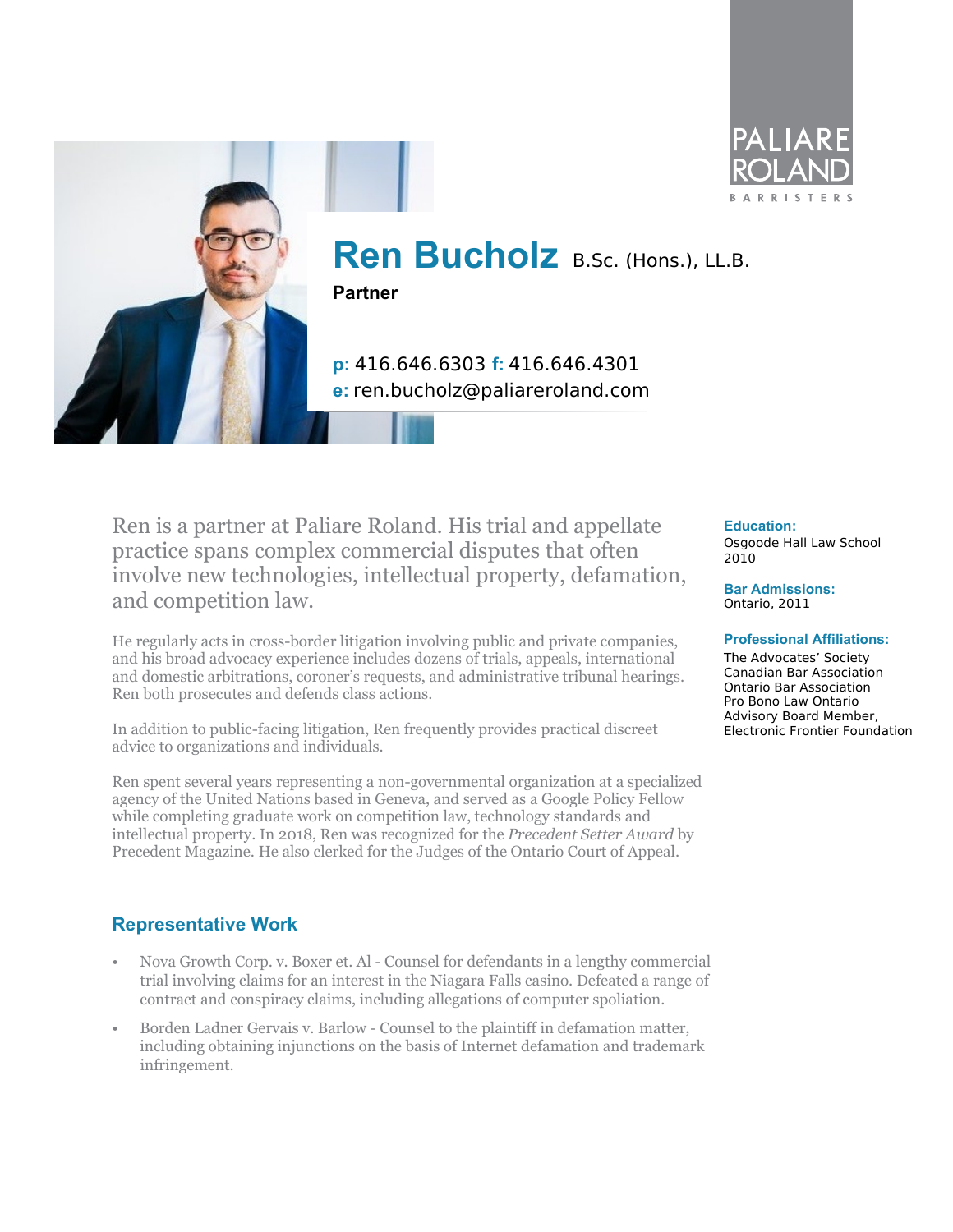PALIARE ROLAND

BARRISTERS

# Ren Bucholz B.Sc. (Hons.), LL.B.

**Partner**

**p:** 416.646.6303 **f:** 416.646.4301
**e:** ren.bucholz@paliareroland.com

Ren is a partner at Paliare Roland. His trial and appellate practice spans complex commercial disputes that often involve new technologies, intellectual property, defamation, and competition law.

He regularly acts in cross-border litigation involving public and private companies, and his broad advocacy experience includes dozens of trials, appeals, international and domestic arbitrations, coroner's requests, and administrative tribunal hearings. Ren both prosecutes and defends class actions.

In addition to public-facing litigation, Ren frequently provides practical discreet advice to organizations and individuals.

Ren spent several years representing a non-governmental organization at a specialized agency of the United Nations based in Geneva, and served as a Google Policy Fellow while completing graduate work on competition law, technology standards and intellectual property. In 2018, Ren was recognized for the *Precedent Setter Award* by Precedent Magazine. He also clerked for the Judges of the Ontario Court of Appeal.

**Education:**
Osgoode Hall Law School
2010

**Bar Admissions:**
Ontario, 2011

**Professional Affiliations:**
The Advocates' Society
Canadian Bar Association
Ontario Bar Association
Pro Bono Law Ontario
Advisory Board Member, Electronic Frontier Foundation

## Representative Work

- Nova Growth Corp. v. Boxer et. Al - Counsel for defendants in a lengthy commercial trial involving claims for an interest in the Niagara Falls casino. Defeated a range of contract and conspiracy claims, including allegations of computer spoliation.
- Borden Ladner Gervais v. Barlow - Counsel to the plaintiff in defamation matter, including obtaining injunctions on the basis of Internet defamation and trademark infringement.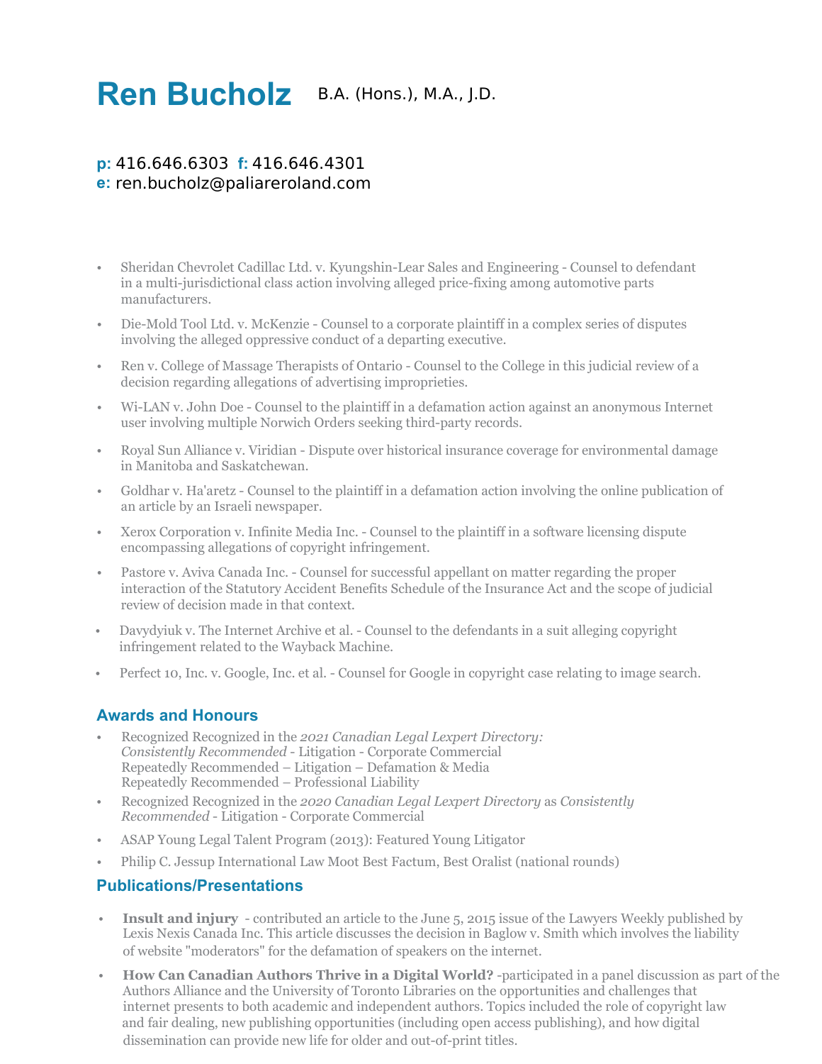# Ren Bucholz B.A. (Hons.), M.A., J.D.

**p:** 416.646.6303 **f:** 416.646.4301
**e:** ren.bucholz@paliareroland.com

- Sheridan Chevrolet Cadillac Ltd. v. Kyungshin-Lear Sales and Engineering - Counsel to defendant in a multi-jurisdictional class action involving alleged price-fixing among automotive parts manufacturers.
- Die-Mold Tool Ltd. v. McKenzie - Counsel to a corporate plaintiff in a complex series of disputes involving the alleged oppressive conduct of a departing executive.
- Ren v. College of Massage Therapists of Ontario - Counsel to the College in this judicial review of a decision regarding allegations of advertising improprieties.
- Wi-LAN v. John Doe - Counsel to the plaintiff in a defamation action against an anonymous Internet user involving multiple Norwich Orders seeking third-party records.
- Royal Sun Alliance v. Viridian - Dispute over historical insurance coverage for environmental damage in Manitoba and Saskatchewan.
- Goldhar v. Ha'aretz - Counsel to the plaintiff in a defamation action involving the online publication of an article by an Israeli newspaper.
- Xerox Corporation v. Infinite Media Inc. - Counsel to the plaintiff in a software licensing dispute encompassing allegations of copyright infringement.
- Pastore v. Aviva Canada Inc. - Counsel for successful appellant on matter regarding the proper interaction of the Statutory Accident Benefits Schedule of the Insurance Act and the scope of judicial review of decision made in that context.
- Davydyiuk v. The Internet Archive et al. - Counsel to the defendants in a suit alleging copyright infringement related to the Wayback Machine.
- Perfect 10, Inc. v. Google, Inc. et al. - Counsel for Google in copyright case relating to image search.

## Awards and Honours

- Recognized Recognized in the *2021 Canadian Legal Lexpert Directory: Consistently Recommended* - Litigation - Corporate Commercial
  Repeatedly Recommended – Litigation – Defamation & Media
  Repeatedly Recommended – Professional Liability
- Recognized Recognized in the *2020 Canadian Legal Lexpert Directory* as *Consistently Recommended* - Litigation - Corporate Commercial
- ASAP Young Legal Talent Program (2013): Featured Young Litigator
- Philip C. Jessup International Law Moot Best Factum, Best Oralist (national rounds)

## Publications/Presentations

- **Insult and injury** - contributed an article to the June 5, 2015 issue of the Lawyers Weekly published by Lexis Nexis Canada Inc. This article discusses the decision in Baglow v. Smith which involves the liability of website "moderators" for the defamation of speakers on the internet.
- **How Can Canadian Authors Thrive in a Digital World?** -participated in a panel discussion as part of the Authors Alliance and the University of Toronto Libraries on the opportunities and challenges that internet presents to both academic and independent authors. Topics included the role of copyright law and fair dealing, new publishing opportunities (including open access publishing), and how digital dissemination can provide new life for older and out-of-print titles.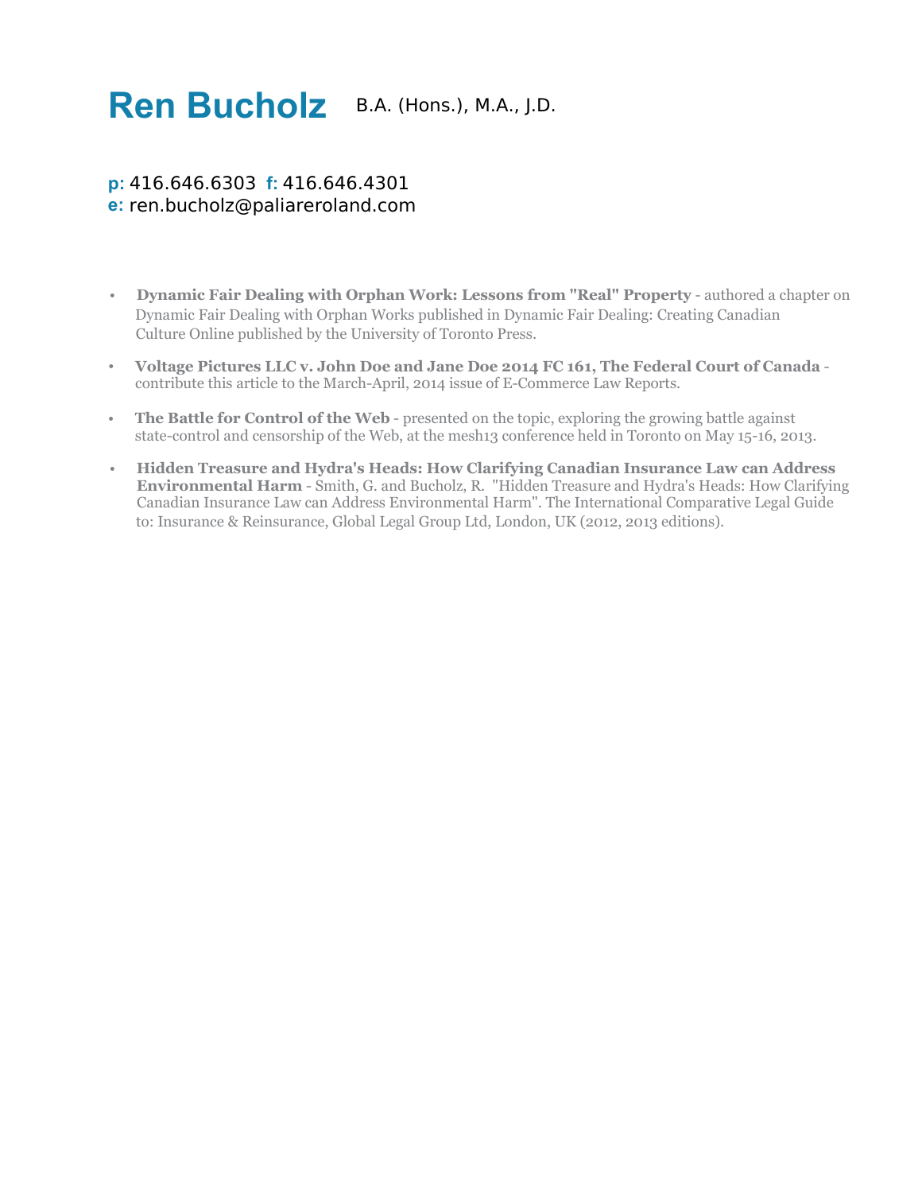# Ren Bucholz B.A. (Hons.), M.A., J.D.

**p:** 416.646.6303 **f:** 416.646.4301
**e:** ren.bucholz@paliareroland.com

- **Dynamic Fair Dealing with Orphan Work: Lessons from "Real" Property** - authored a chapter on Dynamic Fair Dealing with Orphan Works published in Dynamic Fair Dealing: Creating Canadian Culture Online published by the University of Toronto Press.
- **Voltage Pictures LLC v. John Doe and Jane Doe 2014 FC 161, The Federal Court of Canada** - contribute this article to the March-April, 2014 issue of E-Commerce Law Reports.
- **The Battle for Control of the Web** - presented on the topic, exploring the growing battle against state-control and censorship of the Web, at the mesh13 conference held in Toronto on May 15-16, 2013.
- **Hidden Treasure and Hydra's Heads: How Clarifying Canadian Insurance Law can Address Environmental Harm** - Smith, G. and Bucholz, R. "Hidden Treasure and Hydra's Heads: How Clarifying Canadian Insurance Law can Address Environmental Harm". The International Comparative Legal Guide to: Insurance & Reinsurance, Global Legal Group Ltd, London, UK (2012, 2013 editions).